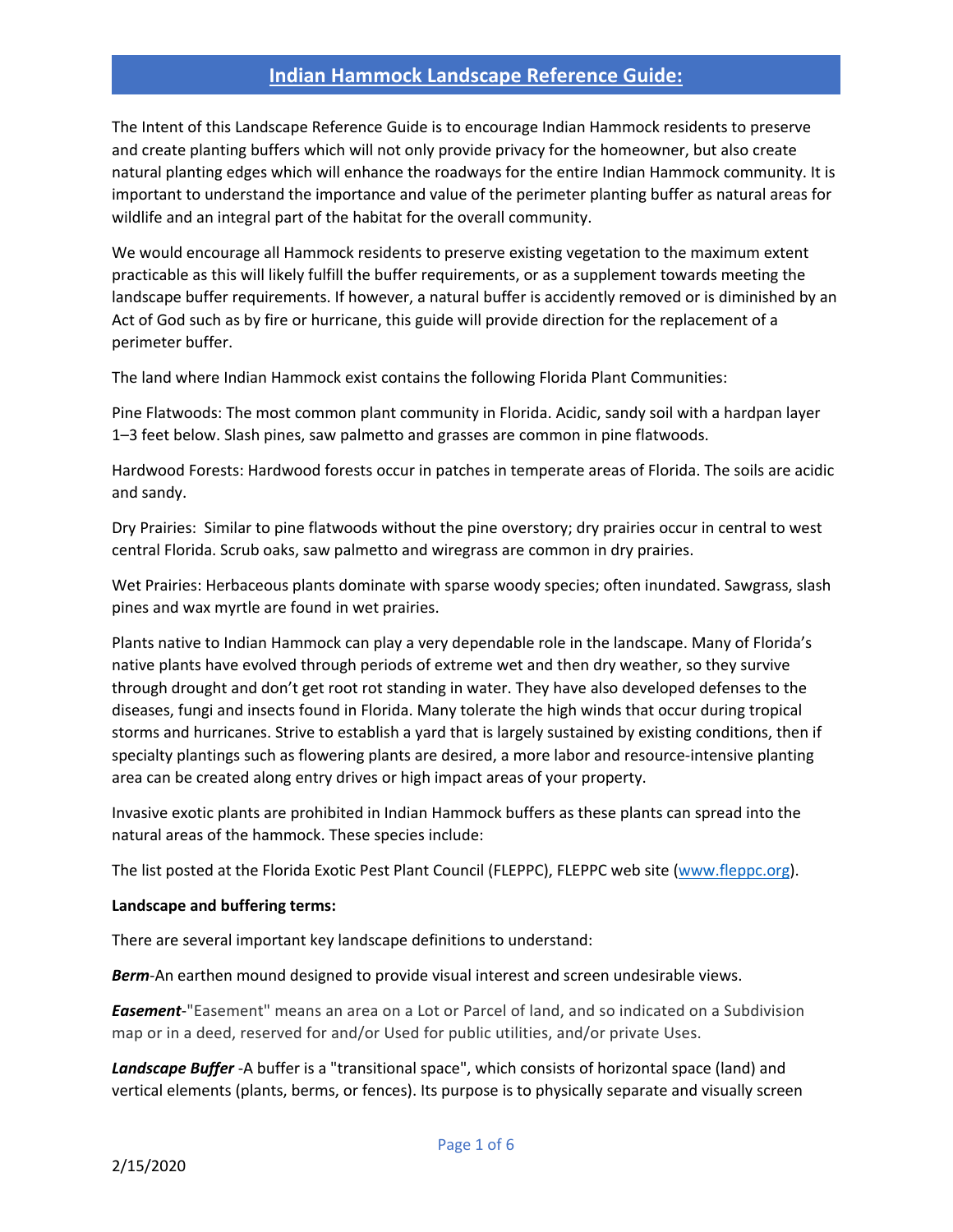# Indian Hammock Landscape Reference Guide:

The Intent of this Landscape Reference Guide is to encourage Indian Hammock residents to preserve and create planting buffers which will not only provide privacy for the homeowner, but also create natural planting edges which will enhance the roadways for the entire Indian Hammock community. It is important to understand the importance and value of the perimeter planting buffer as natural areas for wildlife and an integral part of the habitat for the overall community.

We would encourage all Hammock residents to preserve existing vegetation to the maximum extent practicable as this will likely fulfill the buffer requirements, or as a supplement towards meeting the landscape buffer requirements. If however, a natural buffer is accidently removed or is diminished by an Act of God such as by fire or hurricane, this guide will provide direction for the replacement of a perimeter buffer.

The land where Indian Hammock exist contains the following Florida Plant Communities:

Pine Flatwoods: The most common plant community in Florida. Acidic, sandy soil with a hardpan layer 1–3 feet below. Slash pines, saw palmetto and grasses are common in pine flatwoods.

Hardwood Forests: Hardwood forests occur in patches in temperate areas of Florida. The soils are acidic and sandy.

Dry Prairies: Similar to pine flatwoods without the pine overstory; dry prairies occur in central to west central Florida. Scrub oaks, saw palmetto and wiregrass are common in dry prairies.

Wet Prairies: Herbaceous plants dominate with sparse woody species; often inundated. Sawgrass, slash pines and wax myrtle are found in wet prairies.

Plants native to Indian Hammock can play a very dependable role in the landscape. Many of Florida's native plants have evolved through periods of extreme wet and then dry weather, so they survive through drought and don't get root rot standing in water. They have also developed defenses to the diseases, fungi and insects found in Florida. Many tolerate the high winds that occur during tropical storms and hurricanes. Strive to establish a yard that is largely sustained by existing conditions, then if specialty plantings such as flowering plants are desired, a more labor and resource-intensive planting area can be created along entry drives or high impact areas of your property.

Invasive exotic plants are prohibited in Indian Hammock buffers as these plants can spread into the natural areas of the hammock. These species include:

The list posted at the Florida Exotic Pest Plant Council (FLEPPC), FLEPPC web site (www.fleppc.org).

**Landscape and buffering terms:**

There are several important key landscape definitions to understand:

***Berm***-An earthen mound designed to provide visual interest and screen undesirable views.

***Easement***-"Easement" means an area on a Lot or Parcel of land, and so indicated on a Subdivision map or in a deed, reserved for and/or Used for public utilities, and/or private Uses.

***Landscape Buffer*** -A buffer is a "transitional space", which consists of horizontal space (land) and vertical elements (plants, berms, or fences). Its purpose is to physically separate and visually screen

2/15/2020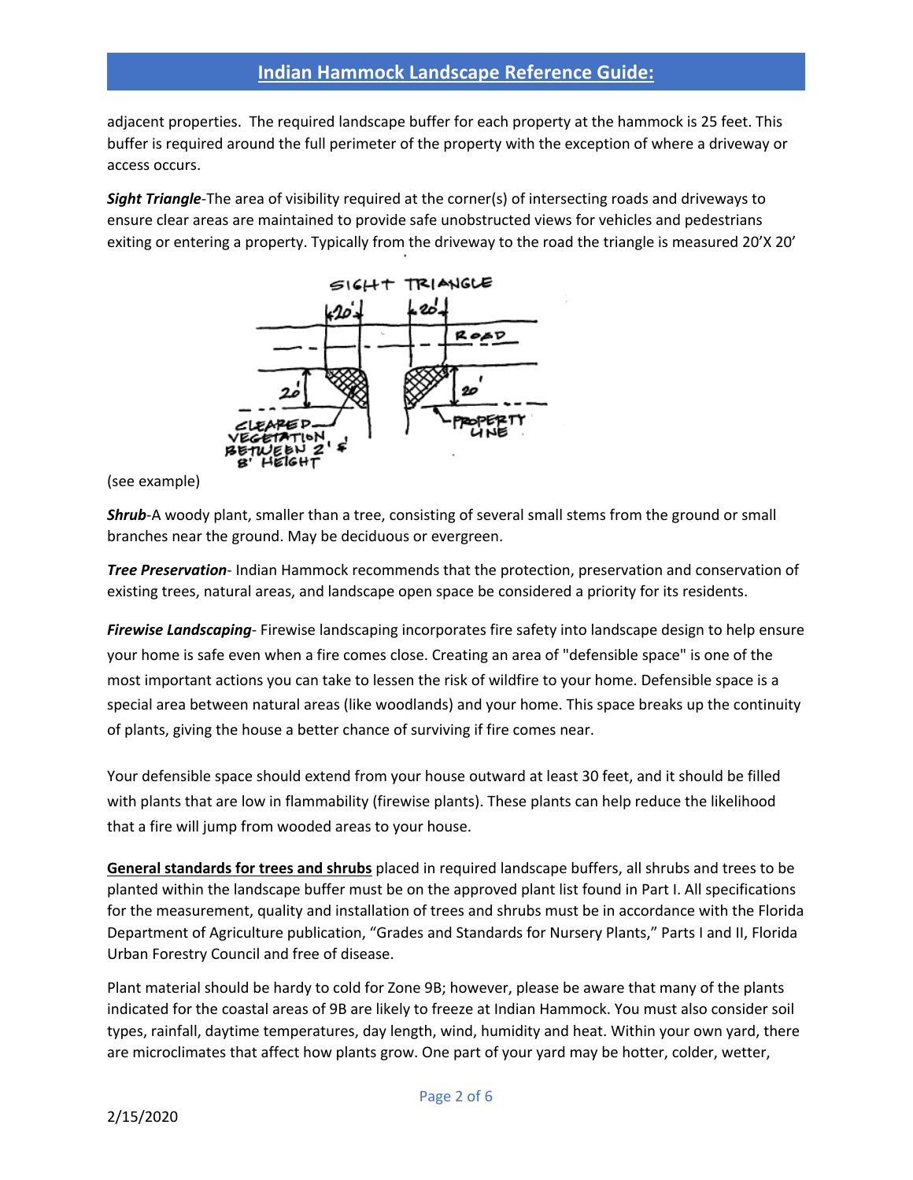adjacent properties. The required landscape buffer for each property at the hammock is 25 feet. This buffer is required around the full perimeter of the property with the exception of where a driveway or access occurs.

***Sight Triangle***-The area of visibility required at the corner(s) of intersecting roads and driveways to ensure clear areas are maintained to provide safe unobstructed views for vehicles and pedestrians exiting or entering a property. Typically from the driveway to the road the triangle is measured 20'X 20'

(see example)

***Shrub***-A woody plant, smaller than a tree, consisting of several small stems from the ground or small branches near the ground. May be deciduous or evergreen.

***Tree Preservation***- Indian Hammock recommends that the protection, preservation and conservation of existing trees, natural areas, and landscape open space be considered a priority for its residents.

***Firewise Landscaping***- Firewise landscaping incorporates fire safety into landscape design to help ensure your home is safe even when a fire comes close. Creating an area of "defensible space" is one of the most important actions you can take to lessen the risk of wildfire to your home. Defensible space is a special area between natural areas (like woodlands) and your home. This space breaks up the continuity of plants, giving the house a better chance of surviving if fire comes near.

Your defensible space should extend from your house outward at least 30 feet, and it should be filled with plants that are low in flammability (firewise plants). These plants can help reduce the likelihood that a fire will jump from wooded areas to your house.

**General standards for trees and shrubs** placed in required landscape buffers, all shrubs and trees to be planted within the landscape buffer must be on the approved plant list found in Part I. All specifications for the measurement, quality and installation of trees and shrubs must be in accordance with the Florida Department of Agriculture publication, "Grades and Standards for Nursery Plants," Parts I and II, Florida Urban Forestry Council and free of disease.

Plant material should be hardy to cold for Zone 9B; however, please be aware that many of the plants indicated for the coastal areas of 9B are likely to freeze at Indian Hammock. You must also consider soil types, rainfall, daytime temperatures, day length, wind, humidity and heat. Within your own yard, there are microclimates that affect how plants grow. One part of your yard may be hotter, colder, wetter,

2/15/2020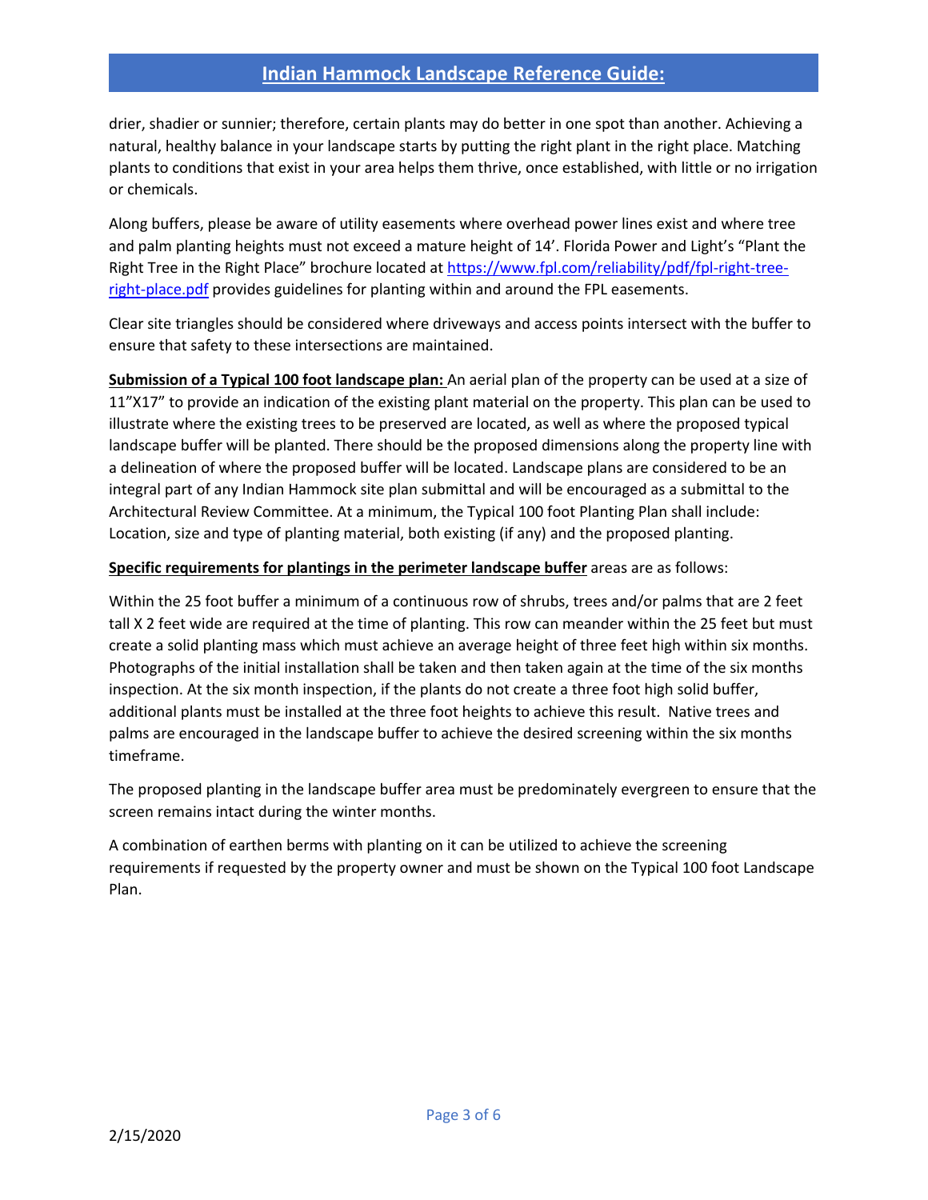drier, shadier or sunnier; therefore, certain plants may do better in one spot than another. Achieving a natural, healthy balance in your landscape starts by putting the right plant in the right place. Matching plants to conditions that exist in your area helps them thrive, once established, with little or no irrigation or chemicals.

Along buffers, please be aware of utility easements where overhead power lines exist and where tree and palm planting heights must not exceed a mature height of 14'. Florida Power and Light's "Plant the Right Tree in the Right Place" brochure located at [https://www.fpl.com/reliability/pdf/fpl-right-tree-right-place.pdf](https://www.fpl.com/reliability/pdf/fpl-right-tree-right-place.pdf) provides guidelines for planting within and around the FPL easements.

Clear site triangles should be considered where driveways and access points intersect with the buffer to ensure that safety to these intersections are maintained.

**Submission of a Typical 100 foot landscape plan:** An aerial plan of the property can be used at a size of 11"X17" to provide an indication of the existing plant material on the property. This plan can be used to illustrate where the existing trees to be preserved are located, as well as where the proposed typical landscape buffer will be planted. There should be the proposed dimensions along the property line with a delineation of where the proposed buffer will be located. Landscape plans are considered to be an integral part of any Indian Hammock site plan submittal and will be encouraged as a submittal to the Architectural Review Committee. At a minimum, the Typical 100 foot Planting Plan shall include: Location, size and type of planting material, both existing (if any) and the proposed planting.

**Specific requirements for plantings in the perimeter landscape buffer** areas are as follows:

Within the 25 foot buffer a minimum of a continuous row of shrubs, trees and/or palms that are 2 feet tall X 2 feet wide are required at the time of planting. This row can meander within the 25 feet but must create a solid planting mass which must achieve an average height of three feet high within six months. Photographs of the initial installation shall be taken and then taken again at the time of the six months inspection. At the six month inspection, if the plants do not create a three foot high solid buffer, additional plants must be installed at the three foot heights to achieve this result. Native trees and palms are encouraged in the landscape buffer to achieve the desired screening within the six months timeframe.

The proposed planting in the landscape buffer area must be predominately evergreen to ensure that the screen remains intact during the winter months.

A combination of earthen berms with planting on it can be utilized to achieve the screening requirements if requested by the property owner and must be shown on the Typical 100 foot Landscape Plan.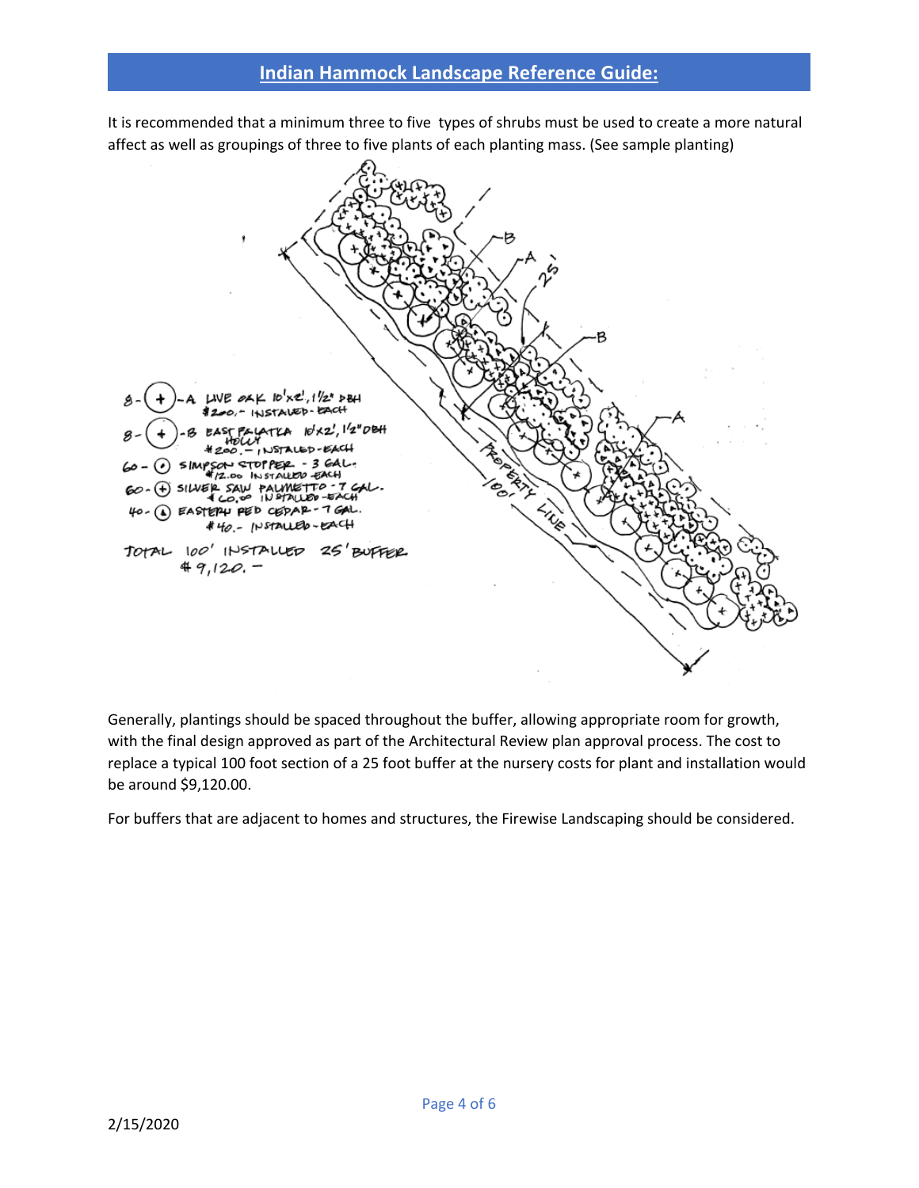# Indian Hammock Landscape Reference Guide:

It is recommended that a minimum three to five types of shrubs must be used to create a more natural affect as well as groupings of three to five plants of each planting mass. (See sample planting)

8 - (+) - A LIVE OAK 10'x2', 1 1/2" DBH
$200.- INSTALLED - EACH

8 - (+) - B EAST PALATKA HOLLY 10'x2', 1 1/2" DBH
$200.- INSTALLED - EACH

60 - (•) SIMPSON STOPPER - 3 GAL.
$12.00 INSTALLED - EACH

60 - (+) SILVER SAW PALMETTO - 7 GAL.
$60.00 INSTALLED - EACH

40 - (▲) EASTERN RED CEDAR - 7 GAL.
$40.- INSTALLED - EACH

TOTAL 100' INSTALLED 25' BUFFER
$9,120.-

PROPERTY LINE 100'

25'

Generally, plantings should be spaced throughout the buffer, allowing appropriate room for growth, with the final design approved as part of the Architectural Review plan approval process. The cost to replace a typical 100 foot section of a 25 foot buffer at the nursery costs for plant and installation would be around $9,120.00.

For buffers that are adjacent to homes and structures, the Firewise Landscaping should be considered.

2/15/2020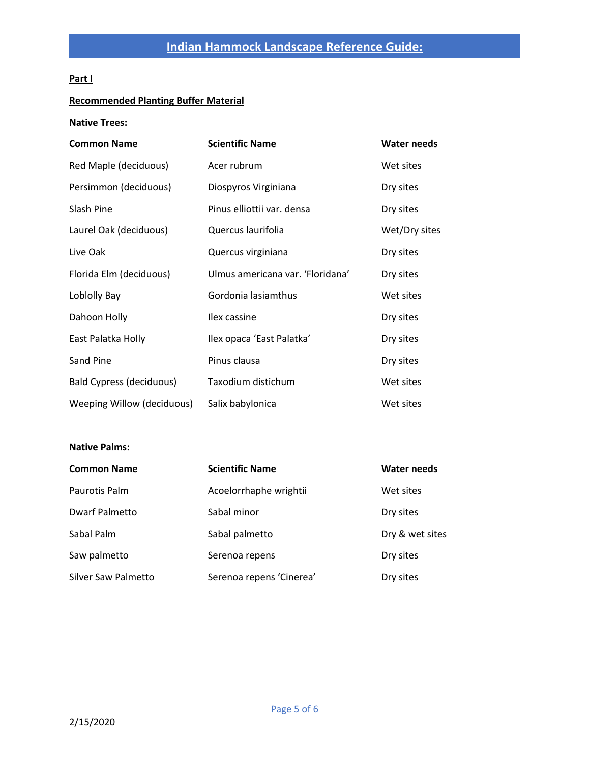# Indian Hammock Landscape Reference Guide:

**Part I**

**Recommended Planting Buffer Material**

**Native Trees:**

| Common Name | Scientific Name | Water needs |
|---|---|---|
| Red Maple (deciduous) | Acer rubrum | Wet sites |
| Persimmon (deciduous) | Diospyros Virginiana | Dry sites |
| Slash Pine | Pinus elliottii var. densa | Dry sites |
| Laurel Oak (deciduous) | Quercus laurifolia | Wet/Dry sites |
| Live Oak | Quercus virginiana | Dry sites |
| Florida Elm (deciduous) | Ulmus americana var. 'Floridana' | Dry sites |
| Loblolly Bay | Gordonia lasiamthus | Wet sites |
| Dahoon Holly | Ilex cassine | Dry sites |
| East Palatka Holly | Ilex opaca 'East Palatka' | Dry sites |
| Sand Pine | Pinus clausa | Dry sites |
| Bald Cypress (deciduous) | Taxodium distichum | Wet sites |
| Weeping Willow (deciduous) | Salix babylonica | Wet sites |

**Native Palms:**

| Common Name | Scientific Name | Water needs |
|---|---|---|
| Paurotis Palm | Acoelorrhaphe wrightii | Wet sites |
| Dwarf Palmetto | Sabal minor | Dry sites |
| Sabal Palm | Sabal palmetto | Dry & wet sites |
| Saw palmetto | Serenoa repens | Dry sites |
| Silver Saw Palmetto | Serenoa repens 'Cinerea' | Dry sites |

2/15/2020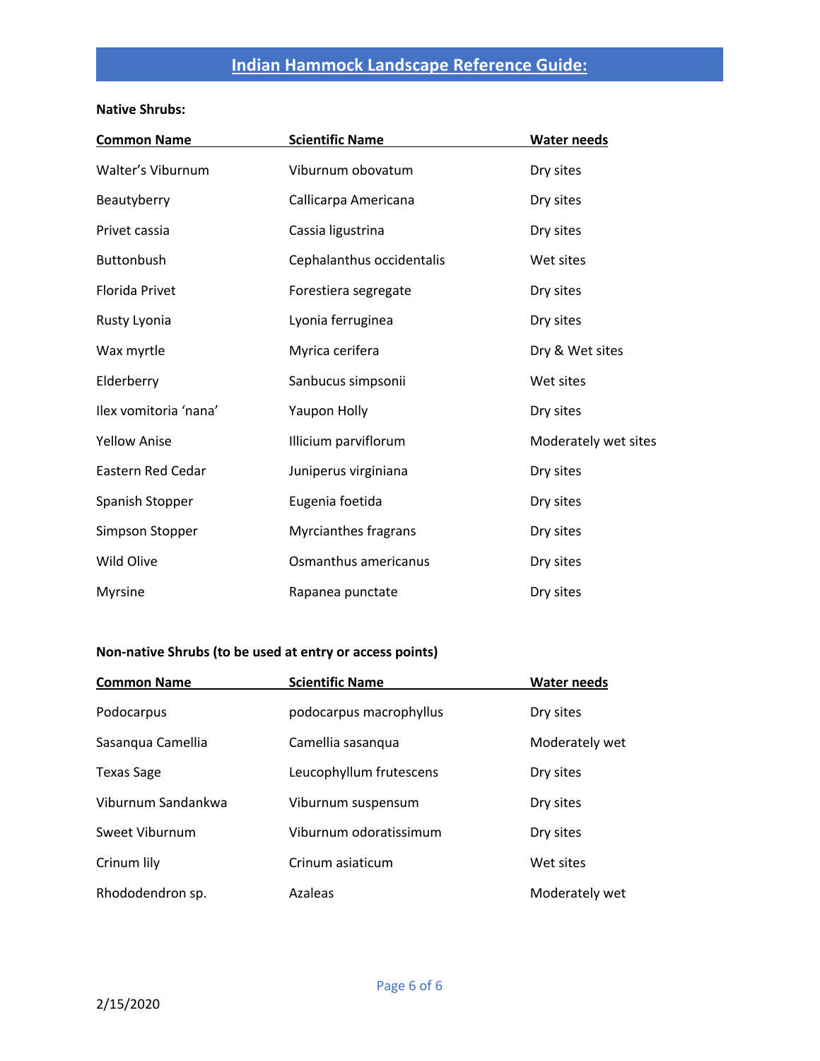# Indian Hammock Landscape Reference Guide:

**Native Shrubs:**

| Common Name | Scientific Name | Water needs |
|---|---|---|
| Walter's Viburnum | Viburnum obovatum | Dry sites |
| Beautyberry | Callicarpa Americana | Dry sites |
| Privet cassia | Cassia ligustrina | Dry sites |
| Buttonbush | Cephalanthus occidentalis | Wet sites |
| Florida Privet | Forestiera segregate | Dry sites |
| Rusty Lyonia | Lyonia ferruginea | Dry sites |
| Wax myrtle | Myrica cerifera | Dry & Wet sites |
| Elderberry | Sanbucus simpsonii | Wet sites |
| Ilex vomitoria 'nana' | Yaupon Holly | Dry sites |
| Yellow Anise | Illicium parviflorum | Moderately wet sites |
| Eastern Red Cedar | Juniperus virginiana | Dry sites |
| Spanish Stopper | Eugenia foetida | Dry sites |
| Simpson Stopper | Myrcianthes fragrans | Dry sites |
| Wild Olive | Osmanthus americanus | Dry sites |
| Myrsine | Rapanea punctate | Dry sites |

**Non-native Shrubs (to be used at entry or access points)**

| Common Name | Scientific Name | Water needs |
|---|---|---|
| Podocarpus | podocarpus macrophyllus | Dry sites |
| Sasanqua Camellia | Camellia sasanqua | Moderately wet |
| Texas Sage | Leucophyllum frutescens | Dry sites |
| Viburnum Sandankwa | Viburnum suspensum | Dry sites |
| Sweet Viburnum | Viburnum odoratissimum | Dry sites |
| Crinum lily | Crinum asiaticum | Wet sites |
| Rhododendron sp. | Azaleas | Moderately wet |

2/15/2020